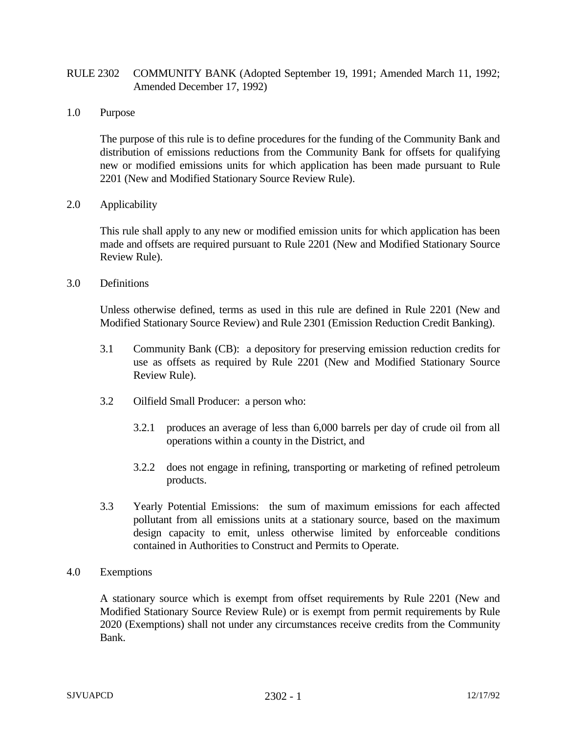# RULE 2302 COMMUNITY BANK (Adopted September 19, 1991; Amended March 11, 1992; Amended December 17, 1992)

## 1.0 Purpose

The purpose of this rule is to define procedures for the funding of the Community Bank and distribution of emissions reductions from the Community Bank for offsets for qualifying new or modified emissions units for which application has been made pursuant to Rule 2201 (New and Modified Stationary Source Review Rule).

## 2.0 Applicability

This rule shall apply to any new or modified emission units for which application has been made and offsets are required pursuant to Rule 2201 (New and Modified Stationary Source Review Rule).

## 3.0 Definitions

Unless otherwise defined, terms as used in this rule are defined in Rule 2201 (New and Modified Stationary Source Review) and Rule 2301 (Emission Reduction Credit Banking).

3.1 Community Bank (CB): a depository for preserving emission reduction credits for use as offsets as required by Rule 2201 (New and Modified Stationary Source Review Rule).

3.2 Oilfield Small Producer: a person who:

3.2.1 produces an average of less than 6,000 barrels per day of crude oil from all operations within a county in the District, and

3.2.2 does not engage in refining, transporting or marketing of refined petroleum products.

3.3 Yearly Potential Emissions: the sum of maximum emissions for each affected pollutant from all emissions units at a stationary source, based on the maximum design capacity to emit, unless otherwise limited by enforceable conditions contained in Authorities to Construct and Permits to Operate.

## 4.0 Exemptions

A stationary source which is exempt from offset requirements by Rule 2201 (New and Modified Stationary Source Review Rule) or is exempt from permit requirements by Rule 2020 (Exemptions) shall not under any circumstances receive credits from the Community Bank.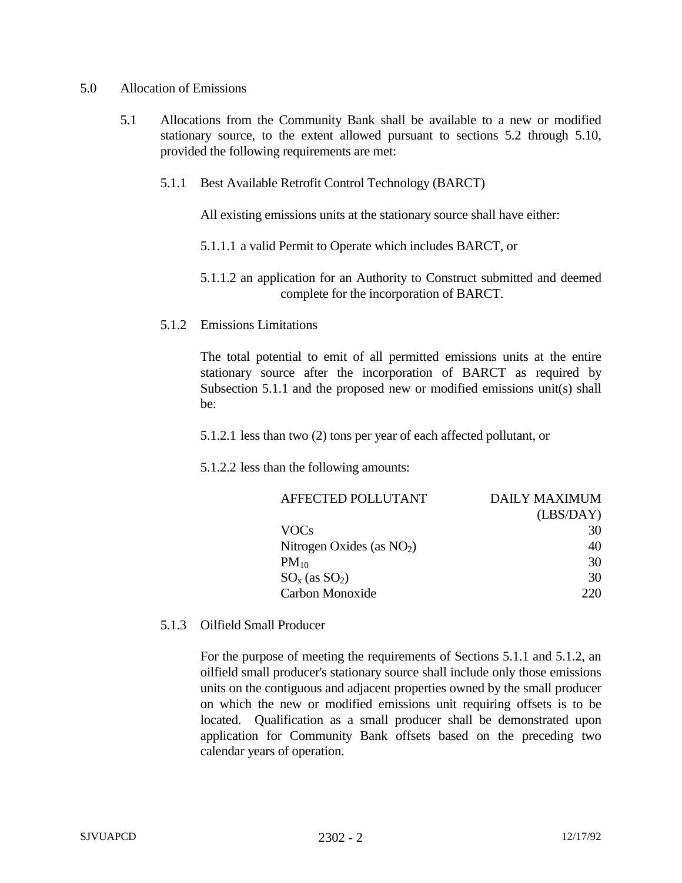5.0 Allocation of Emissions

5.1 Allocations from the Community Bank shall be available to a new or modified stationary source, to the extent allowed pursuant to sections 5.2 through 5.10, provided the following requirements are met:

5.1.1 Best Available Retrofit Control Technology (BARCT)

All existing emissions units at the stationary source shall have either:

5.1.1.1 a valid Permit to Operate which includes BARCT, or

5.1.1.2 an application for an Authority to Construct submitted and deemed complete for the incorporation of BARCT.

5.1.2 Emissions Limitations

The total potential to emit of all permitted emissions units at the entire stationary source after the incorporation of BARCT as required by Subsection 5.1.1 and the proposed new or modified emissions unit(s) shall be:

5.1.2.1 less than two (2) tons per year of each affected pollutant, or

5.1.2.2 less than the following amounts:

| AFFECTED POLLUTANT | DAILY MAXIMUM (LBS/DAY) |
|---|---|
| VOCs | 30 |
| Nitrogen Oxides (as $NO_2$) | 40 |
| $PM_{10}$ | 30 |
| $SO_x$ (as $SO_2$) | 30 |
| Carbon Monoxide | 220 |

5.1.3 Oilfield Small Producer

For the purpose of meeting the requirements of Sections 5.1.1 and 5.1.2, an oilfield small producer's stationary source shall include only those emissions units on the contiguous and adjacent properties owned by the small producer on which the new or modified emissions unit requiring offsets is to be located. Qualification as a small producer shall be demonstrated upon application for Community Bank offsets based on the preceding two calendar years of operation.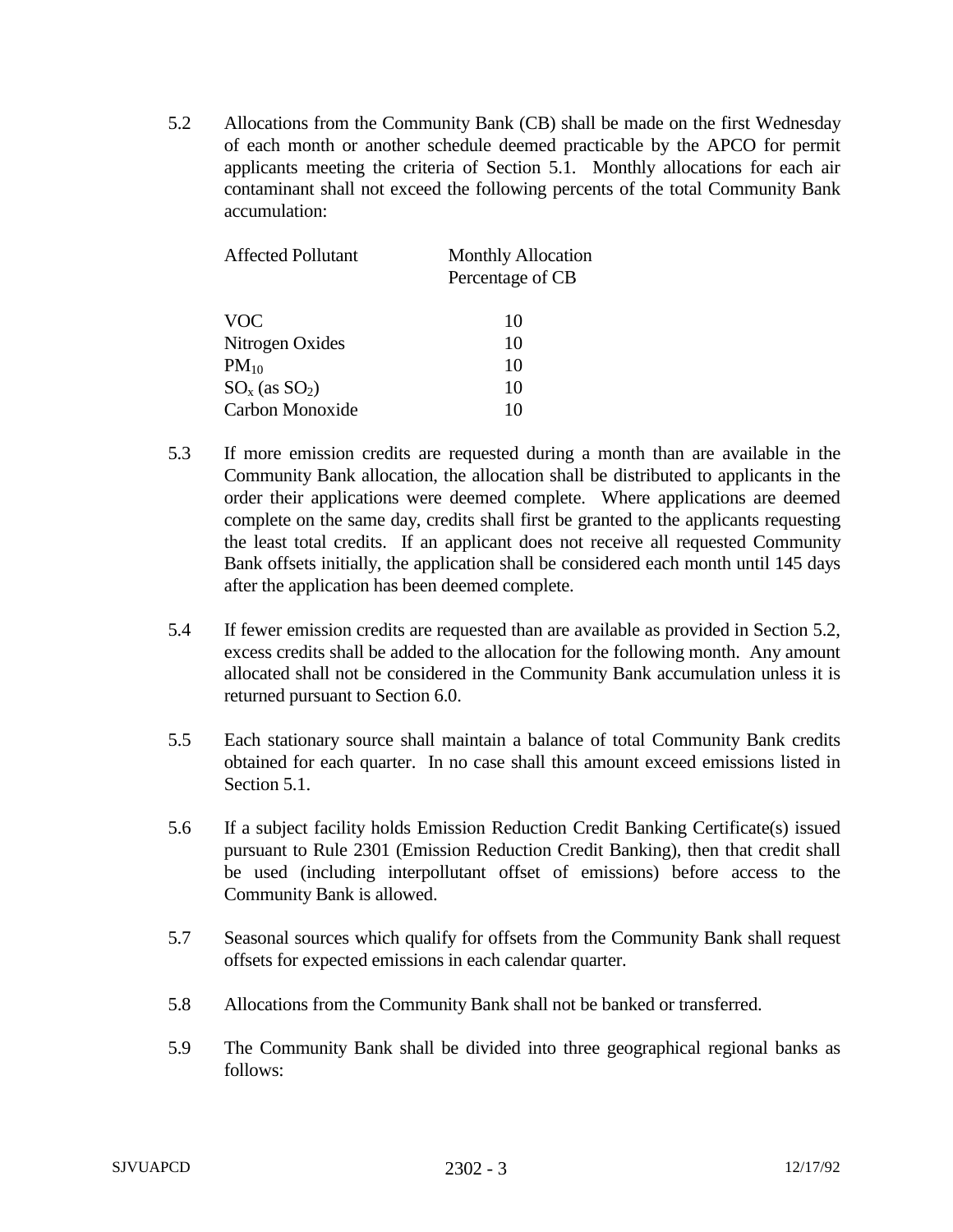5.2 Allocations from the Community Bank (CB) shall be made on the first Wednesday of each month or another schedule deemed practicable by the APCO for permit applicants meeting the criteria of Section 5.1. Monthly allocations for each air contaminant shall not exceed the following percents of the total Community Bank accumulation:

| Affected Pollutant | Monthly Allocation Percentage of CB |
|---|---|
| VOC | 10 |
| Nitrogen Oxides | 10 |
| $PM_{10}$ | 10 |
| $SO_x$ (as $SO_2$) | 10 |
| Carbon Monoxide | 10 |

5.3 If more emission credits are requested during a month than are available in the Community Bank allocation, the allocation shall be distributed to applicants in the order their applications were deemed complete. Where applications are deemed complete on the same day, credits shall first be granted to the applicants requesting the least total credits. If an applicant does not receive all requested Community Bank offsets initially, the application shall be considered each month until 145 days after the application has been deemed complete.

5.4 If fewer emission credits are requested than are available as provided in Section 5.2, excess credits shall be added to the allocation for the following month. Any amount allocated shall not be considered in the Community Bank accumulation unless it is returned pursuant to Section 6.0.

5.5 Each stationary source shall maintain a balance of total Community Bank credits obtained for each quarter. In no case shall this amount exceed emissions listed in Section 5.1.

5.6 If a subject facility holds Emission Reduction Credit Banking Certificate(s) issued pursuant to Rule 2301 (Emission Reduction Credit Banking), then that credit shall be used (including interpollutant offset of emissions) before access to the Community Bank is allowed.

5.7 Seasonal sources which qualify for offsets from the Community Bank shall request offsets for expected emissions in each calendar quarter.

5.8 Allocations from the Community Bank shall not be banked or transferred.

5.9 The Community Bank shall be divided into three geographical regional banks as follows: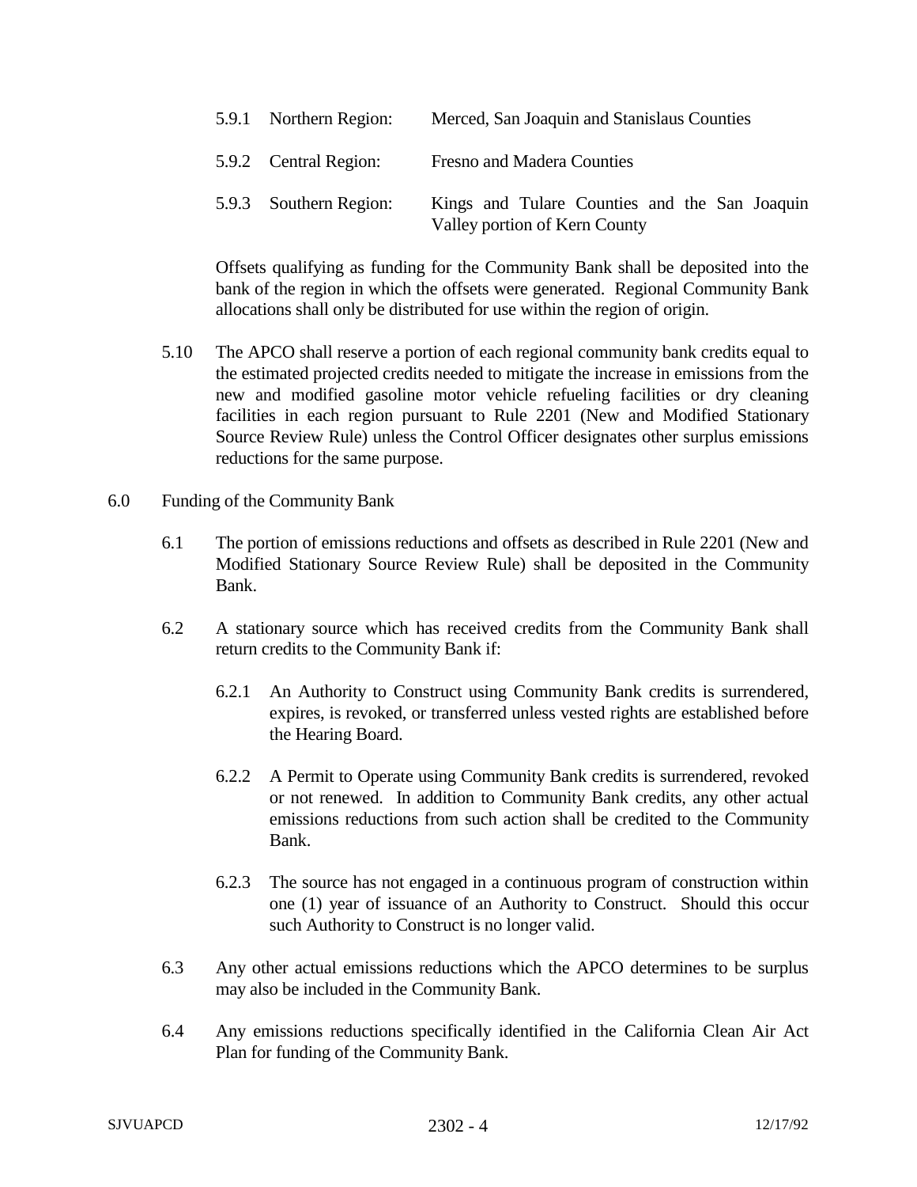5.9.1 Northern Region: Merced, San Joaquin and Stanislaus Counties

5.9.2 Central Region: Fresno and Madera Counties

5.9.3 Southern Region: Kings and Tulare Counties and the San Joaquin Valley portion of Kern County

Offsets qualifying as funding for the Community Bank shall be deposited into the bank of the region in which the offsets were generated. Regional Community Bank allocations shall only be distributed for use within the region of origin.

5.10 The APCO shall reserve a portion of each regional community bank credits equal to the estimated projected credits needed to mitigate the increase in emissions from the new and modified gasoline motor vehicle refueling facilities or dry cleaning facilities in each region pursuant to Rule 2201 (New and Modified Stationary Source Review Rule) unless the Control Officer designates other surplus emissions reductions for the same purpose.

6.0 Funding of the Community Bank

6.1 The portion of emissions reductions and offsets as described in Rule 2201 (New and Modified Stationary Source Review Rule) shall be deposited in the Community Bank.

6.2 A stationary source which has received credits from the Community Bank shall return credits to the Community Bank if:

6.2.1 An Authority to Construct using Community Bank credits is surrendered, expires, is revoked, or transferred unless vested rights are established before the Hearing Board.

6.2.2 A Permit to Operate using Community Bank credits is surrendered, revoked or not renewed. In addition to Community Bank credits, any other actual emissions reductions from such action shall be credited to the Community Bank.

6.2.3 The source has not engaged in a continuous program of construction within one (1) year of issuance of an Authority to Construct. Should this occur such Authority to Construct is no longer valid.

6.3 Any other actual emissions reductions which the APCO determines to be surplus may also be included in the Community Bank.

6.4 Any emissions reductions specifically identified in the California Clean Air Act Plan for funding of the Community Bank.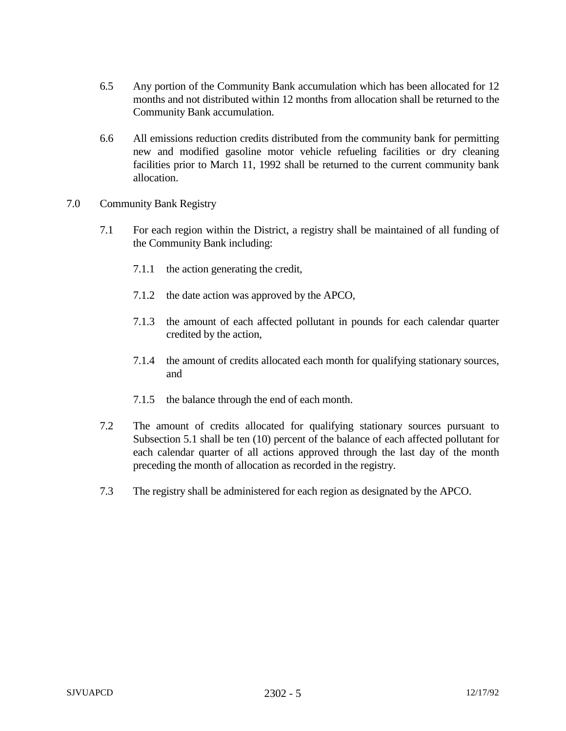6.5 Any portion of the Community Bank accumulation which has been allocated for 12 months and not distributed within 12 months from allocation shall be returned to the Community Bank accumulation.

6.6 All emissions reduction credits distributed from the community bank for permitting new and modified gasoline motor vehicle refueling facilities or dry cleaning facilities prior to March 11, 1992 shall be returned to the current community bank allocation.

## 7.0 Community Bank Registry

7.1 For each region within the District, a registry shall be maintained of all funding of the Community Bank including:

7.1.1 the action generating the credit,

7.1.2 the date action was approved by the APCO,

7.1.3 the amount of each affected pollutant in pounds for each calendar quarter credited by the action,

7.1.4 the amount of credits allocated each month for qualifying stationary sources, and

7.1.5 the balance through the end of each month.

7.2 The amount of credits allocated for qualifying stationary sources pursuant to Subsection 5.1 shall be ten (10) percent of the balance of each affected pollutant for each calendar quarter of all actions approved through the last day of the month preceding the month of allocation as recorded in the registry.

7.3 The registry shall be administered for each region as designated by the APCO.